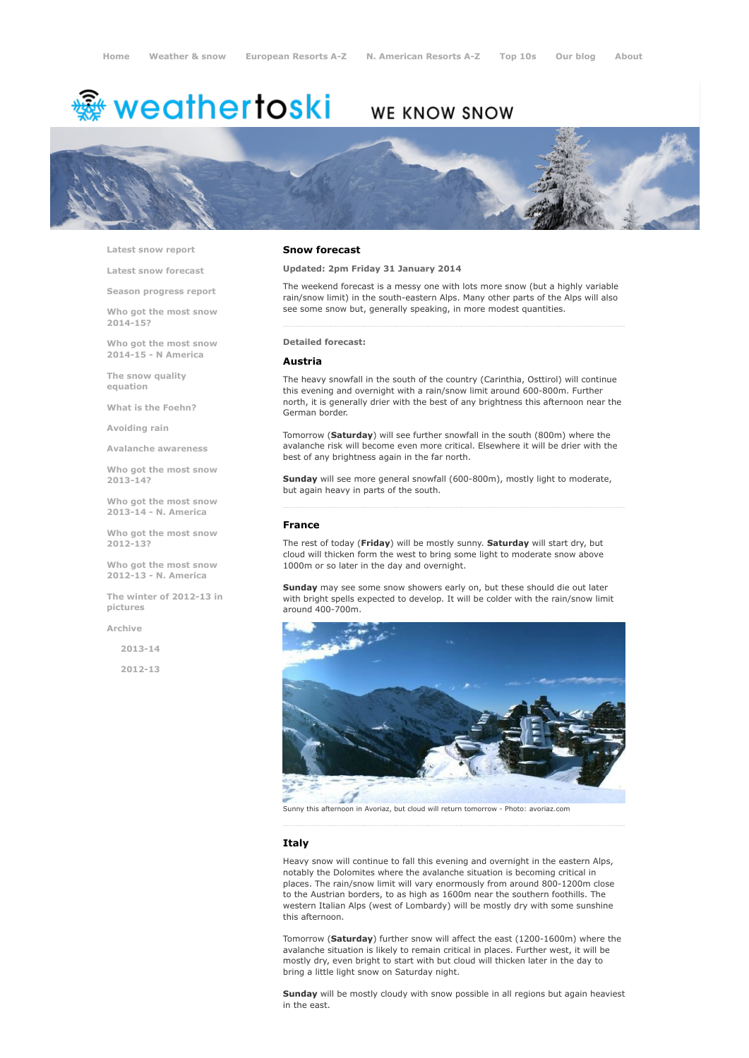Home Weather & snow European Resorts A-Z N. American Resorts A-Z Top 10s Our blog About

weathertoski WE KNOW SNOW

- Latest snow report
- Latest snow forecast
- Season progress report
- Who got the most snow 2014-15?
- Who got the most snow 2014-15 - N America
- The snow quality equation
- What is the Foehn?
- Avoiding rain
- Avalanche awareness
- Who got the most snow 2013-14?
- Who got the most snow 2013-14 - N. America
- Who got the most snow 2012-13?
- Who got the most snow 2012-13 - N. America
- The winter of 2012-13 in pictures
- Archive
  - 2013-14
  - 2012-13

## Snow forecast

**Updated: 2pm Friday 31 January 2014**

The weekend forecast is a messy one with lots more snow (but a highly variable rain/snow limit) in the south-eastern Alps. Many other parts of the Alps will also see some snow but, generally speaking, in more modest quantities.

**Detailed forecast:**

### Austria

The heavy snowfall in the south of the country (Carinthia, Osttirol) will continue this evening and overnight with a rain/snow limit around 600-800m. Further north, it is generally drier with the best of any brightness this afternoon near the German border.

Tomorrow (**Saturday**) will see further snowfall in the south (800m) where the avalanche risk will become even more critical. Elsewhere it will be drier with the best of any brightness again in the far north.

**Sunday** will see more general snowfall (600-800m), mostly light to moderate, but again heavy in parts of the south.

### France

The rest of today (**Friday**) will be mostly sunny. **Saturday** will start dry, but cloud will thicken form the west to bring some light to moderate snow above 1000m or so later in the day and overnight.

**Sunday** may see some snow showers early on, but these should die out later with bright spells expected to develop. It will be colder with the rain/snow limit around 400-700m.

Sunny this afternoon in Avoriaz, but cloud will return tomorrow - Photo: avoriaz.com

### Italy

Heavy snow will continue to fall this evening and overnight in the eastern Alps, notably the Dolomites where the avalanche situation is becoming critical in places. The rain/snow limit will vary enormously from around 800-1200m close to the Austrian borders, to as high as 1600m near the southern foothills. The western Italian Alps (west of Lombardy) will be mostly dry with some sunshine this afternoon.

Tomorrow (**Saturday**) further snow will affect the east (1200-1600m) where the avalanche situation is likely to remain critical in places. Further west, it will be mostly dry, even bright to start with but cloud will thicken later in the day to bring a little light snow on Saturday night.

**Sunday** will be mostly cloudy with snow possible in all regions but again heaviest in the east.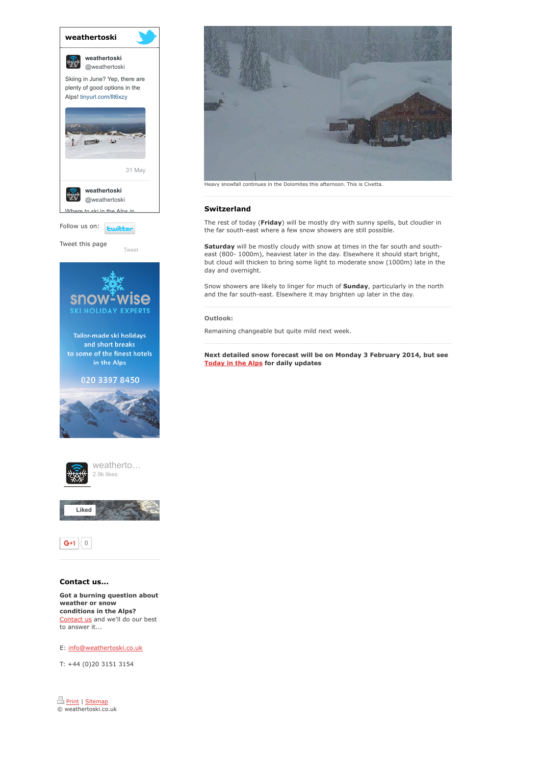Heavy snowfall continues in the Dolomites this afternoon. This is Civetta.

## Switzerland

The rest of today (**Friday**) will be mostly dry with sunny spells, but cloudier in the far south-east where a few snow showers are still possible.

**Saturday** will be mostly cloudy with snow at times in the far south and south-east (800- 1000m), heaviest later in the day. Elsewhere it should start bright, but cloud will thicken to bring some light to moderate snow (1000m) late in the day and overnight.

Snow showers are likely to linger for much of **Sunday**, particularly in the north and the far south-east. Elsewhere it may brighten up later in the day.

**Outlook:**

Remaining changeable but quite mild next week.

**Next detailed snow forecast will be on Monday 3 February 2014, but see Today in the Alps for daily updates**

weathertoski

weathertoski
@weathertoski

Skiing in June? Yep, there are plenty of good options in the Alps! tinyurl.com/llt6xzy

31 May

weathertoski
@weathertoski

Where to ski in the Alps in

Follow us on: twitter

Tweet this page

Tweet

snow-wise
SKI HOLIDAY EXPERTS

Tailor-made ski holidays and short breaks to some of the finest hotels in the Alps

020 3397 8450

weatherto...
2.9k likes

Liked

G+1 0

### Contact us...

**Got a burning question about weather or snow conditions in the Alps?**
Contact us and we'll do our best to answer it...

E: info@weathertoski.co.uk

T: +44 (0)20 3151 3154

Print | Sitemap
© weathertoski.co.uk